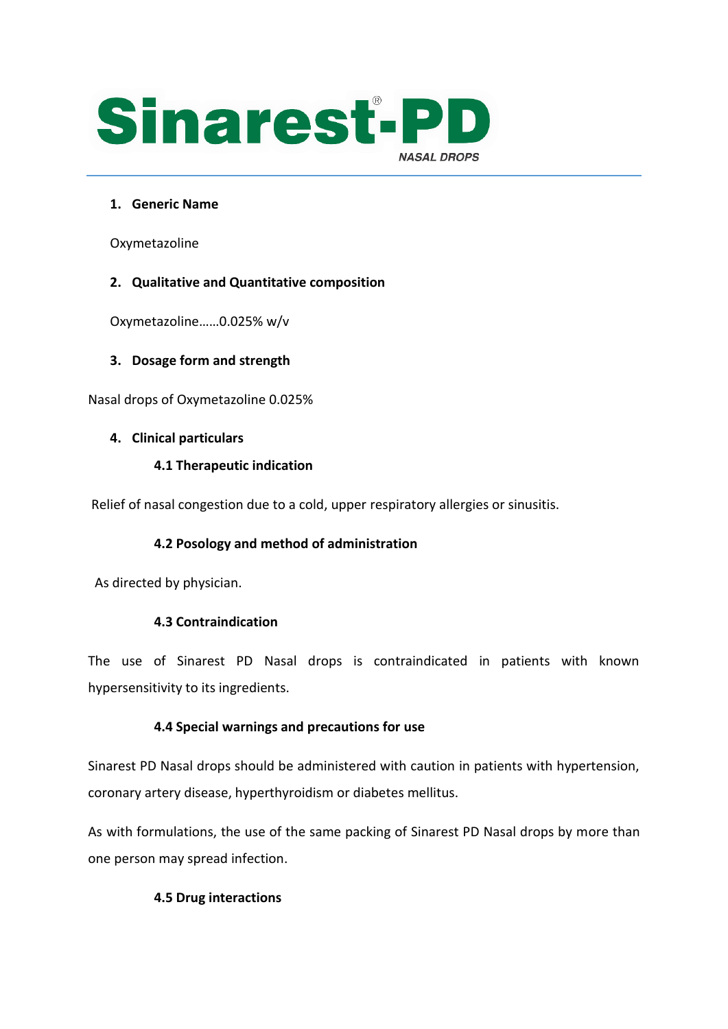# Sinarest®-PD

NASAL DROPS

## 1. Generic Name

Oxymetazoline

## 2. Qualitative and Quantitative composition

Oxymetazoline……0.025% w/v

## 3. Dosage form and strength

Nasal drops of Oxymetazoline 0.025%

## 4. Clinical particulars

### 4.1 Therapeutic indication

Relief of nasal congestion due to a cold, upper respiratory allergies or sinusitis.

### 4.2 Posology and method of administration

As directed by physician.

### 4.3 Contraindication

The use of Sinarest PD Nasal drops is contraindicated in patients with known hypersensitivity to its ingredients.

### 4.4 Special warnings and precautions for use

Sinarest PD Nasal drops should be administered with caution in patients with hypertension, coronary artery disease, hyperthyroidism or diabetes mellitus.

As with formulations, the use of the same packing of Sinarest PD Nasal drops by more than one person may spread infection.

### 4.5 Drug interactions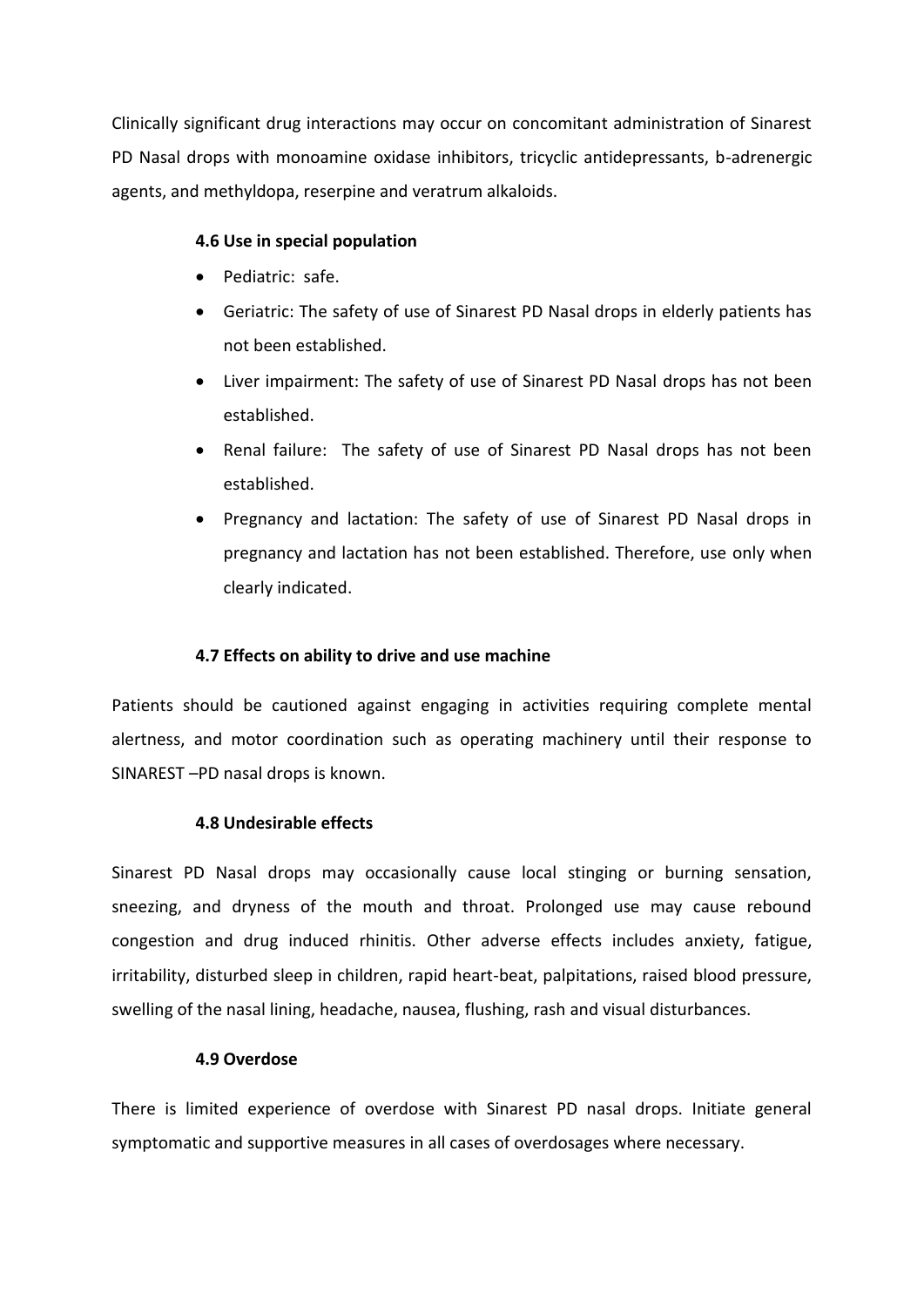Clinically significant drug interactions may occur on concomitant administration of Sinarest PD Nasal drops with monoamine oxidase inhibitors, tricyclic antidepressants, b-adrenergic agents, and methyldopa, reserpine and veratrum alkaloids.

### 4.6 Use in special population

- Pediatric: safe.
- Geriatric: The safety of use of Sinarest PD Nasal drops in elderly patients has not been established.
- Liver impairment: The safety of use of Sinarest PD Nasal drops has not been established.
- Renal failure: The safety of use of Sinarest PD Nasal drops has not been established.
- Pregnancy and lactation: The safety of use of Sinarest PD Nasal drops in pregnancy and lactation has not been established. Therefore, use only when clearly indicated.

### 4.7 Effects on ability to drive and use machine

Patients should be cautioned against engaging in activities requiring complete mental alertness, and motor coordination such as operating machinery until their response to SINAREST –PD nasal drops is known.

### 4.8 Undesirable effects

Sinarest PD Nasal drops may occasionally cause local stinging or burning sensation, sneezing, and dryness of the mouth and throat. Prolonged use may cause rebound congestion and drug induced rhinitis. Other adverse effects includes anxiety, fatigue, irritability, disturbed sleep in children, rapid heart-beat, palpitations, raised blood pressure, swelling of the nasal lining, headache, nausea, flushing, rash and visual disturbances.

### 4.9 Overdose

There is limited experience of overdose with Sinarest PD nasal drops. Initiate general symptomatic and supportive measures in all cases of overdosages where necessary.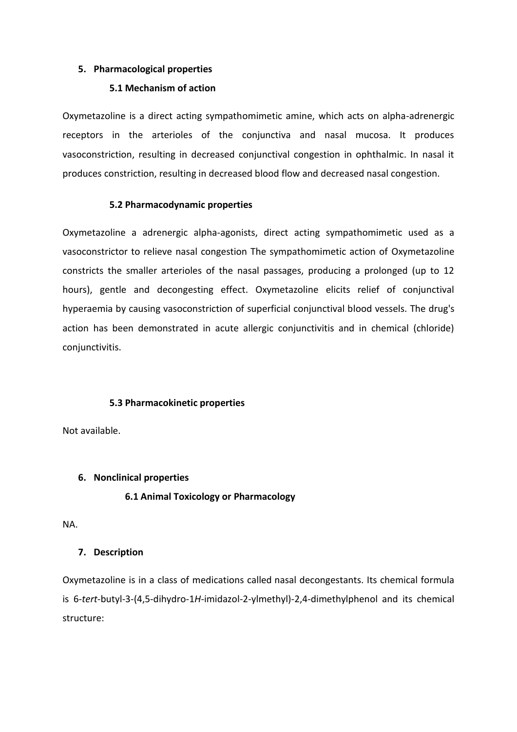## 5. Pharmacological properties

### 5.1 Mechanism of action

Oxymetazoline is a direct acting sympathomimetic amine, which acts on alpha-adrenergic receptors in the arterioles of the conjunctiva and nasal mucosa. It produces vasoconstriction, resulting in decreased conjunctival congestion in ophthalmic. In nasal it produces constriction, resulting in decreased blood flow and decreased nasal congestion.

### 5.2 Pharmacodynamic properties

Oxymetazoline a adrenergic alpha-agonists, direct acting sympathomimetic used as a vasoconstrictor to relieve nasal congestion The sympathomimetic action of Oxymetazoline constricts the smaller arterioles of the nasal passages, producing a prolonged (up to 12 hours), gentle and decongesting effect. Oxymetazoline elicits relief of conjunctival hyperaemia by causing vasoconstriction of superficial conjunctival blood vessels. The drug's action has been demonstrated in acute allergic conjunctivitis and in chemical (chloride) conjunctivitis.

### 5.3 Pharmacokinetic properties

Not available.

## 6. Nonclinical properties

### 6.1 Animal Toxicology or Pharmacology

NA.

## 7. Description

Oxymetazoline is in a class of medications called nasal decongestants. Its chemical formula is 6-*tert*-butyl-3-(4,5-dihydro-1*H*-imidazol-2-ylmethyl)-2,4-dimethylphenol and its chemical structure: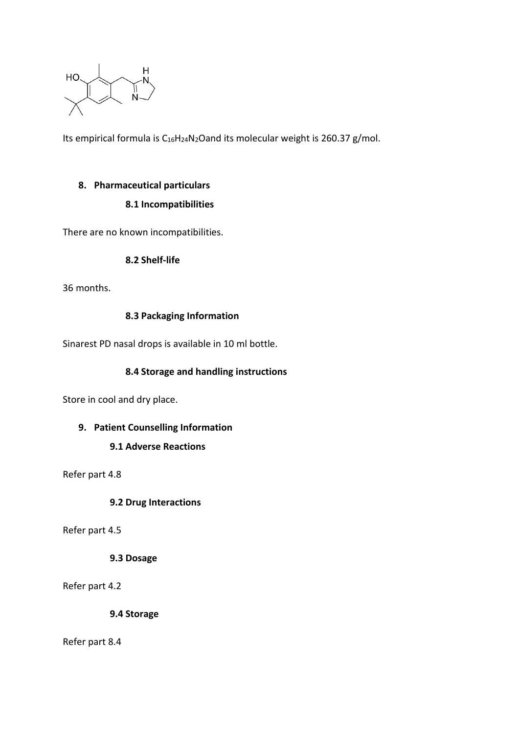Its empirical formula is $C_{16}H_{24}N_2O$and its molecular weight is 260.37 g/mol.

## 8. Pharmaceutical particulars

### 8.1 Incompatibilities

There are no known incompatibilities.

### 8.2 Shelf-life

36 months.

### 8.3 Packaging Information

Sinarest PD nasal drops is available in 10 ml bottle.

### 8.4 Storage and handling instructions

Store in cool and dry place.

## 9. Patient Counselling Information

### 9.1 Adverse Reactions

Refer part 4.8

### 9.2 Drug Interactions

Refer part 4.5

### 9.3 Dosage

Refer part 4.2

### 9.4 Storage

Refer part 8.4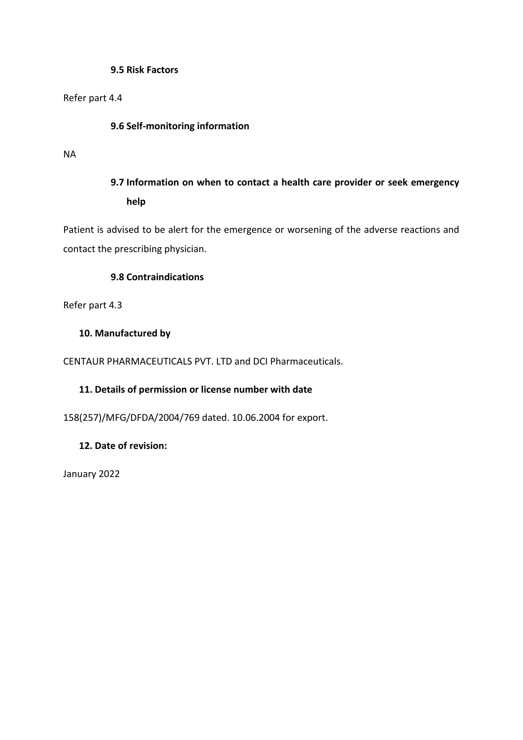### 9.5 Risk Factors

Refer part 4.4

### 9.6 Self-monitoring information

NA

### 9.7 Information on when to contact a health care provider or seek emergency help

Patient is advised to be alert for the emergence or worsening of the adverse reactions and contact the prescribing physician.

### 9.8 Contraindications

Refer part 4.3

## 10. Manufactured by

CENTAUR PHARMACEUTICALS PVT. LTD and DCI Pharmaceuticals.

## 11. Details of permission or license number with date

158(257)/MFG/DFDA/2004/769 dated. 10.06.2004 for export.

## 12. Date of revision:

January 2022